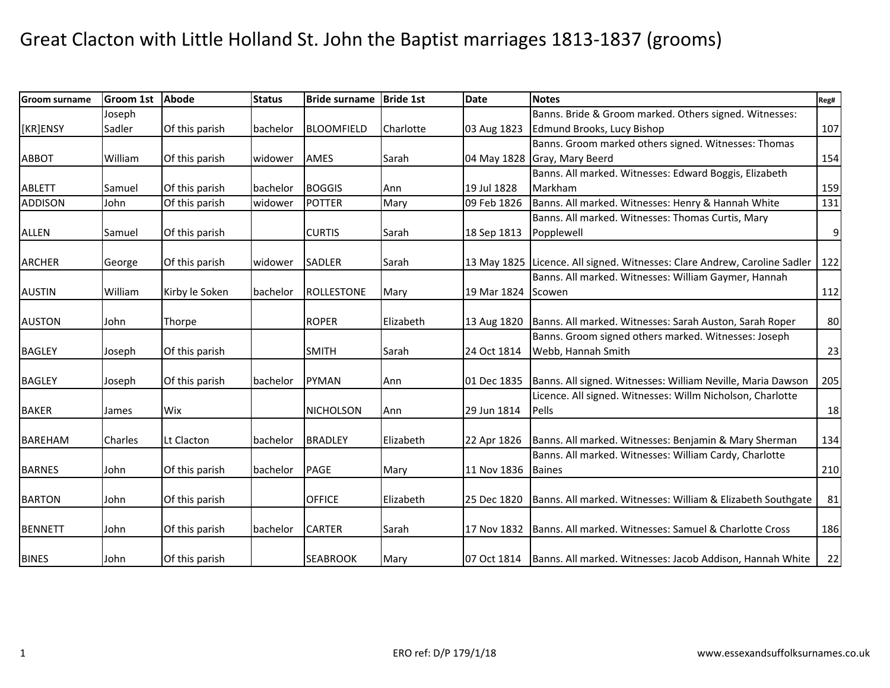# Great Clacton with Little Holland St. John the Baptist marriages 1813-1837 (grooms)

| Groom surname | Groom 1st | Abode | Status | Bride surname | Bride 1st | Date | Notes | Reg# |
|---|---|---|---|---|---|---|---|---|
| [KR]ENSY | Joseph Sadler | Of this parish | bachelor | BLOOMFIELD | Charlotte | 03 Aug 1823 | Banns. Bride & Groom marked. Others signed. Witnesses: Edmund Brooks, Lucy Bishop | 107 |
| ABBOT | William | Of this parish | widower | AMES | Sarah | 04 May 1828 | Banns. Groom marked others signed. Witnesses: Thomas Gray, Mary Beerd | 154 |
| ABLETT | Samuel | Of this parish | bachelor | BOGGIS | Ann | 19 Jul 1828 | Banns. All marked. Witnesses: Edward Boggis, Elizabeth Markham | 159 |
| ADDISON | John | Of this parish | widower | POTTER | Mary | 09 Feb 1826 | Banns. All marked. Witnesses: Henry & Hannah White | 131 |
| ALLEN | Samuel | Of this parish | | CURTIS | Sarah | 18 Sep 1813 | Banns. All marked. Witnesses: Thomas Curtis, Mary Popplewell | 9 |
| ARCHER | George | Of this parish | widower | SADLER | Sarah | 13 May 1825 | Licence. All signed. Witnesses: Clare Andrew, Caroline Sadler | 122 |
| AUSTIN | William | Kirby le Soken | bachelor | ROLLESTONE | Mary | 19 Mar 1824 | Banns. All marked. Witnesses: William Gaymer, Hannah Scowen | 112 |
| AUSTON | John | Thorpe | | ROPER | Elizabeth | 13 Aug 1820 | Banns. All marked. Witnesses: Sarah Auston, Sarah Roper | 80 |
| BAGLEY | Joseph | Of this parish | | SMITH | Sarah | 24 Oct 1814 | Banns. Groom signed others marked. Witnesses: Joseph Webb, Hannah Smith | 23 |
| BAGLEY | Joseph | Of this parish | bachelor | PYMAN | Ann | 01 Dec 1835 | Banns. All signed. Witnesses: William Neville, Maria Dawson | 205 |
| BAKER | James | Wix | | NICHOLSON | Ann | 29 Jun 1814 | Licence. All signed. Witnesses: Willm Nicholson, Charlotte Pells | 18 |
| BAREHAM | Charles | Lt Clacton | bachelor | BRADLEY | Elizabeth | 22 Apr 1826 | Banns. All marked. Witnesses: Benjamin & Mary Sherman | 134 |
| BARNES | John | Of this parish | bachelor | PAGE | Mary | 11 Nov 1836 | Banns. All marked. Witnesses: William Cardy, Charlotte Baines | 210 |
| BARTON | John | Of this parish | | OFFICE | Elizabeth | 25 Dec 1820 | Banns. All marked. Witnesses: William & Elizabeth Southgate | 81 |
| BENNETT | John | Of this parish | bachelor | CARTER | Sarah | 17 Nov 1832 | Banns. All marked. Witnesses: Samuel & Charlotte Cross | 186 |
| BINES | John | Of this parish | | SEABROOK | Mary | 07 Oct 1814 | Banns. All marked. Witnesses: Jacob Addison, Hannah White | 22 |

ERO ref: D/P 179/1/18

www.essexandsuffolksurnames.co.uk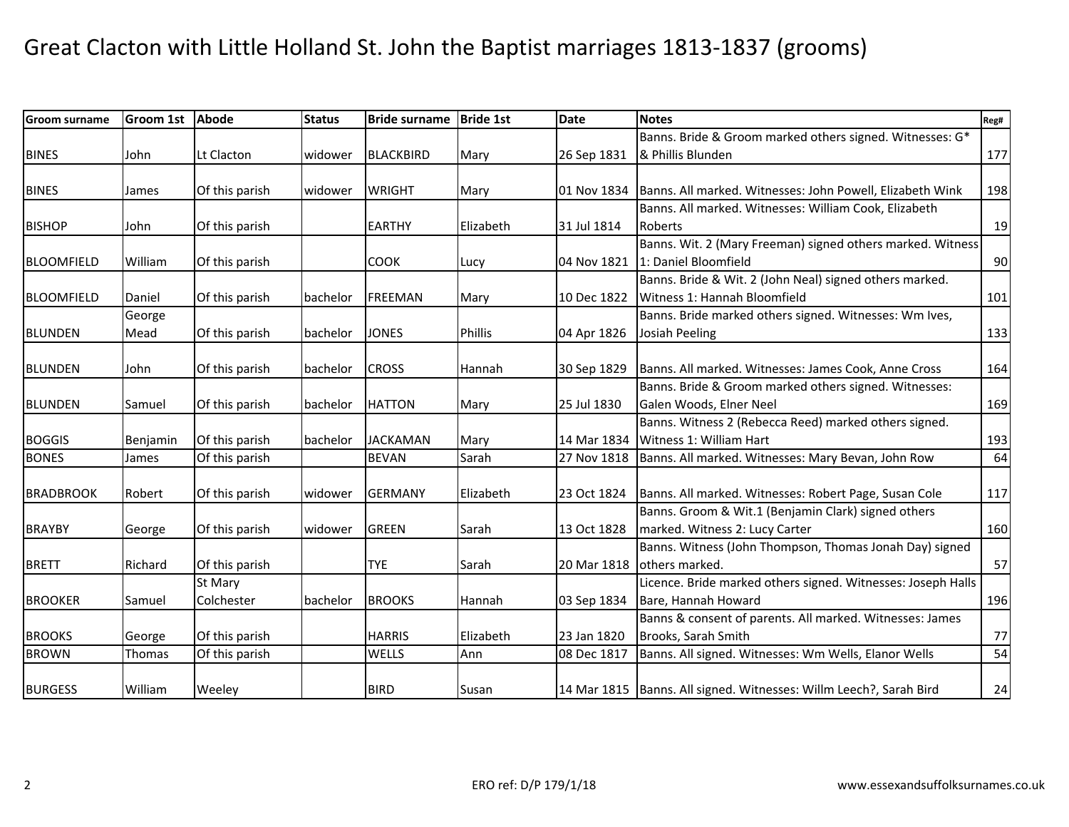# Great Clacton with Little Holland St. John the Baptist marriages 1813-1837 (grooms)

| Groom surname | Groom 1st | Abode | Status | Bride surname | Bride 1st | Date | Notes | Reg# |
|---|---|---|---|---|---|---|---|---|
| BINES | John | Lt Clacton | widower | BLACKBIRD | Mary | 26 Sep 1831 | Banns. Bride & Groom marked others signed. Witnesses: G* & Phillis Blunden | 177 |
| BINES | James | Of this parish | widower | WRIGHT | Mary | 01 Nov 1834 | Banns. All marked. Witnesses: John Powell, Elizabeth Wink | 198 |
| BISHOP | John | Of this parish | | EARTHY | Elizabeth | 31 Jul 1814 | Banns. All marked. Witnesses: William Cook, Elizabeth Roberts | 19 |
| BLOOMFIELD | William | Of this parish | | COOK | Lucy | 04 Nov 1821 | Banns. Wit. 2 (Mary Freeman) signed others marked. Witness 1: Daniel Bloomfield | 90 |
| BLOOMFIELD | Daniel | Of this parish | bachelor | FREEMAN | Mary | 10 Dec 1822 | Banns. Bride & Wit. 2 (John Neal) signed others marked. Witness 1: Hannah Bloomfield | 101 |
| BLUNDEN | George Mead | Of this parish | bachelor | JONES | Phillis | 04 Apr 1826 | Banns. Bride marked others signed. Witnesses: Wm Ives, Josiah Peeling | 133 |
| BLUNDEN | John | Of this parish | bachelor | CROSS | Hannah | 30 Sep 1829 | Banns. All marked. Witnesses: James Cook, Anne Cross | 164 |
| BLUNDEN | Samuel | Of this parish | bachelor | HATTON | Mary | 25 Jul 1830 | Banns. Bride & Groom marked others signed. Witnesses: Galen Woods, Elner Neel | 169 |
| BOGGIS | Benjamin | Of this parish | bachelor | JACKAMAN | Mary | 14 Mar 1834 | Banns. Witness 2 (Rebecca Reed) marked others signed. Witness 1: William Hart | 193 |
| BONES | James | Of this parish | | BEVAN | Sarah | 27 Nov 1818 | Banns. All marked. Witnesses: Mary Bevan, John Row | 64 |
| BRADBROOK | Robert | Of this parish | widower | GERMANY | Elizabeth | 23 Oct 1824 | Banns. All marked. Witnesses: Robert Page, Susan Cole | 117 |
| BRAYBY | George | Of this parish | widower | GREEN | Sarah | 13 Oct 1828 | Banns. Groom & Wit.1 (Benjamin Clark) signed others marked. Witness 2: Lucy Carter | 160 |
| BRETT | Richard | Of this parish | | TYE | Sarah | 20 Mar 1818 | Banns. Witness (John Thompson, Thomas Jonah Day) signed others marked. | 57 |
| BROOKER | Samuel | St Mary Colchester | bachelor | BROOKS | Hannah | 03 Sep 1834 | Licence. Bride marked others signed. Witnesses: Joseph Halls Bare, Hannah Howard | 196 |
| BROOKS | George | Of this parish | | HARRIS | Elizabeth | 23 Jan 1820 | Banns & consent of parents. All marked. Witnesses: James Brooks, Sarah Smith | 77 |
| BROWN | Thomas | Of this parish | | WELLS | Ann | 08 Dec 1817 | Banns. All signed. Witnesses: Wm Wells, Elanor Wells | 54 |
| BURGESS | William | Weeley | | BIRD | Susan | 14 Mar 1815 | Banns. All signed. Witnesses: Willm Leech?, Sarah Bird | 24 |

ERO ref: D/P 179/1/18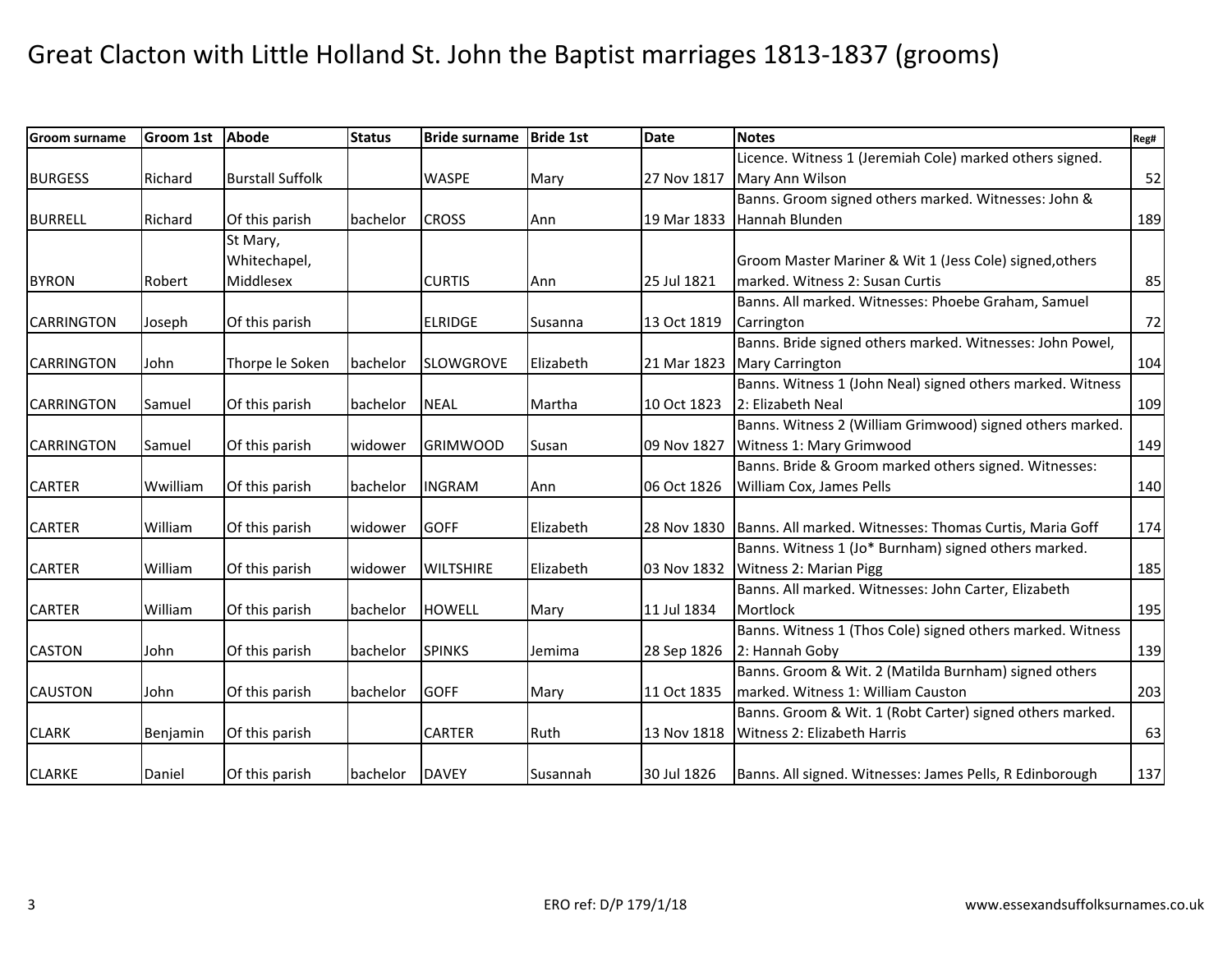# Great Clacton with Little Holland St. John the Baptist marriages 1813-1837 (grooms)

| Groom surname | Groom 1st | Abode | Status | Bride surname | Bride 1st | Date | Notes | Reg# |
|---|---|---|---|---|---|---|---|---|
| BURGESS | Richard | Burstall Suffolk | | WASPE | Mary | 27 Nov 1817 | Licence. Witness 1 (Jeremiah Cole) marked others signed. Mary Ann Wilson | 52 |
| BURRELL | Richard | Of this parish | bachelor | CROSS | Ann | 19 Mar 1833 | Banns. Groom signed others marked. Witnesses: John & Hannah Blunden | 189 |
| BYRON | Robert | St Mary, Whitechapel, Middlesex | | CURTIS | Ann | 25 Jul 1821 | Groom Master Mariner & Wit 1 (Jess Cole) signed,others marked. Witness 2: Susan Curtis | 85 |
| CARRINGTON | Joseph | Of this parish | | ELRIDGE | Susanna | 13 Oct 1819 | Banns. All marked. Witnesses: Phoebe Graham, Samuel Carrington | 72 |
| CARRINGTON | John | Thorpe le Soken | bachelor | SLOWGROVE | Elizabeth | 21 Mar 1823 | Banns. Bride signed others marked. Witnesses: John Powel, Mary Carrington | 104 |
| CARRINGTON | Samuel | Of this parish | bachelor | NEAL | Martha | 10 Oct 1823 | Banns. Witness 1 (John Neal) signed others marked. Witness 2: Elizabeth Neal | 109 |
| CARRINGTON | Samuel | Of this parish | widower | GRIMWOOD | Susan | 09 Nov 1827 | Banns. Witness 2 (William Grimwood) signed others marked. Witness 1: Mary Grimwood | 149 |
| CARTER | Wwilliam | Of this parish | bachelor | INGRAM | Ann | 06 Oct 1826 | Banns. Bride & Groom marked others signed. Witnesses: William Cox, James Pells | 140 |
| CARTER | William | Of this parish | widower | GOFF | Elizabeth | 28 Nov 1830 | Banns. All marked. Witnesses: Thomas Curtis, Maria Goff | 174 |
| CARTER | William | Of this parish | widower | WILTSHIRE | Elizabeth | 03 Nov 1832 | Banns. Witness 1 (Jo* Burnham) signed others marked. Witness 2: Marian Pigg | 185 |
| CARTER | William | Of this parish | bachelor | HOWELL | Mary | 11 Jul 1834 | Banns. All marked. Witnesses: John Carter, Elizabeth Mortlock | 195 |
| CASTON | John | Of this parish | bachelor | SPINKS | Jemima | 28 Sep 1826 | Banns. Witness 1 (Thos Cole) signed others marked. Witness 2: Hannah Goby | 139 |
| CAUSTON | John | Of this parish | bachelor | GOFF | Mary | 11 Oct 1835 | Banns. Groom & Wit. 2 (Matilda Burnham) signed others marked. Witness 1: William Causton | 203 |
| CLARK | Benjamin | Of this parish | | CARTER | Ruth | 13 Nov 1818 | Banns. Groom & Wit. 1 (Robt Carter) signed others marked. Witness 2: Elizabeth Harris | 63 |
| CLARKE | Daniel | Of this parish | bachelor | DAVEY | Susannah | 30 Jul 1826 | Banns. All signed. Witnesses: James Pells, R Edinborough | 137 |

ERO ref: D/P 179/1/18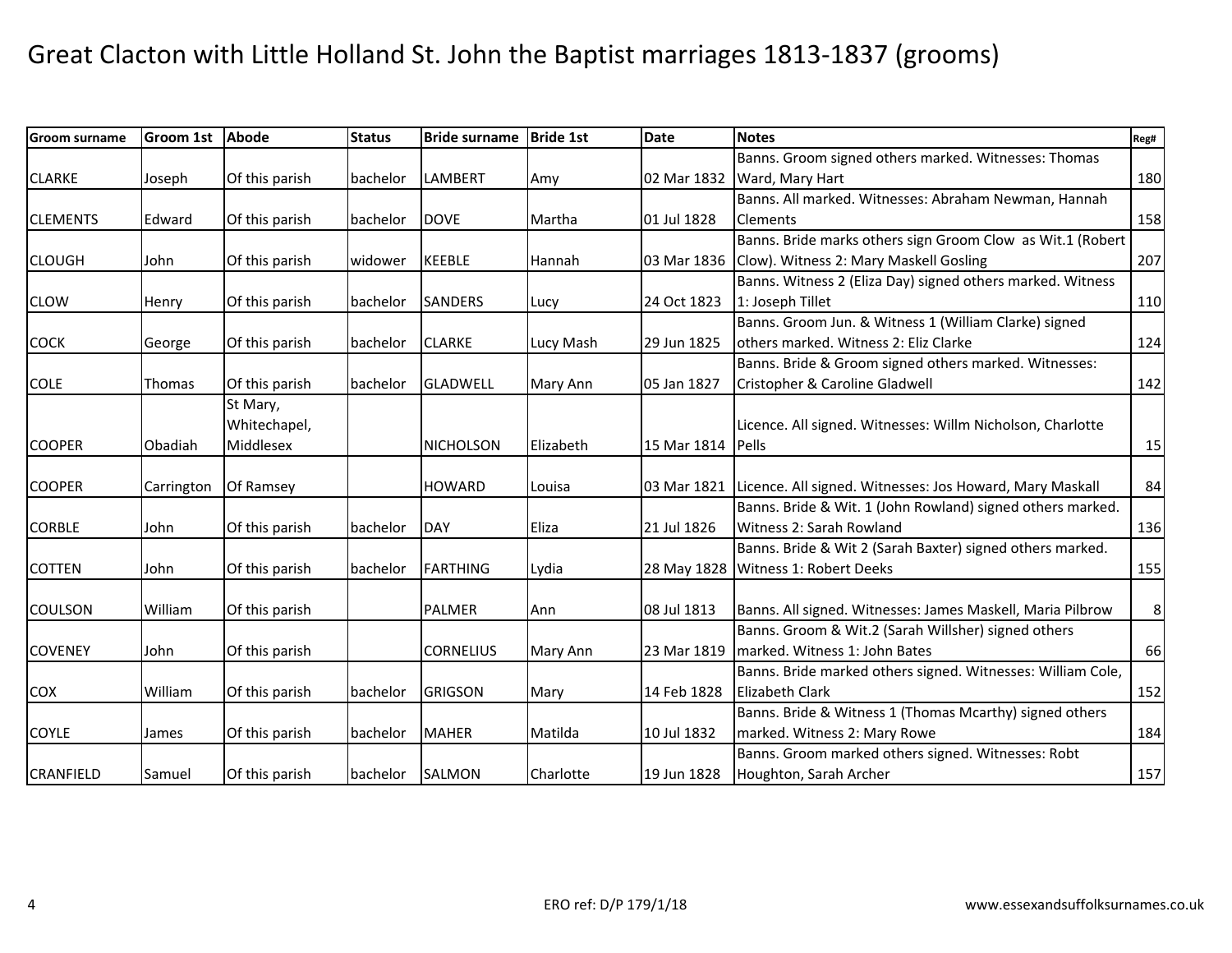# Great Clacton with Little Holland St. John the Baptist marriages 1813-1837 (grooms)

| Groom surname | Groom 1st | Abode | Status | Bride surname | Bride 1st | Date | Notes | Reg# |
|---|---|---|---|---|---|---|---|---|
| CLARKE | Joseph | Of this parish | bachelor | LAMBERT | Amy | 02 Mar 1832 | Banns. Groom signed others marked. Witnesses: Thomas Ward, Mary Hart | 180 |
| CLEMENTS | Edward | Of this parish | bachelor | DOVE | Martha | 01 Jul 1828 | Banns. All marked. Witnesses: Abraham Newman, Hannah Clements | 158 |
| CLOUGH | John | Of this parish | widower | KEEBLE | Hannah | 03 Mar 1836 | Banns. Bride marks others sign Groom Clow as Wit.1 (Robert Clow). Witness 2: Mary Maskell Gosling | 207 |
| CLOW | Henry | Of this parish | bachelor | SANDERS | Lucy | 24 Oct 1823 | Banns. Witness 2 (Eliza Day) signed others marked. Witness 1: Joseph Tillet | 110 |
| COCK | George | Of this parish | bachelor | CLARKE | Lucy Mash | 29 Jun 1825 | Banns. Groom Jun. & Witness 1 (William Clarke) signed others marked. Witness 2: Eliz Clarke | 124 |
| COLE | Thomas | Of this parish | bachelor | GLADWELL | Mary Ann | 05 Jan 1827 | Banns. Bride & Groom signed others marked. Witnesses: Cristopher & Caroline Gladwell | 142 |
| COOPER | Obadiah | St Mary, Whitechapel, Middlesex | | NICHOLSON | Elizabeth | 15 Mar 1814 | Licence. All signed. Witnesses: Willm Nicholson, Charlotte Pells | 15 |
| COOPER | Carrington | Of Ramsey | | HOWARD | Louisa | 03 Mar 1821 | Licence. All signed. Witnesses: Jos Howard, Mary Maskall | 84 |
| CORBLE | John | Of this parish | bachelor | DAY | Eliza | 21 Jul 1826 | Banns. Bride & Wit. 1 (John Rowland) signed others marked. Witness 2: Sarah Rowland | 136 |
| COTTEN | John | Of this parish | bachelor | FARTHING | Lydia | 28 May 1828 | Banns. Bride & Wit 2 (Sarah Baxter) signed others marked. Witness 1: Robert Deeks | 155 |
| COULSON | William | Of this parish | | PALMER | Ann | 08 Jul 1813 | Banns. All signed. Witnesses: James Maskell, Maria Pilbrow | 8 |
| COVENEY | John | Of this parish | | CORNELIUS | Mary Ann | 23 Mar 1819 | Banns. Groom & Wit.2 (Sarah Willsher) signed others marked. Witness 1: John Bates | 66 |
| COX | William | Of this parish | bachelor | GRIGSON | Mary | 14 Feb 1828 | Banns. Bride marked others signed. Witnesses: William Cole, Elizabeth Clark | 152 |
| COYLE | James | Of this parish | bachelor | MAHER | Matilda | 10 Jul 1832 | Banns. Bride & Witness 1 (Thomas Mcarthy) signed others marked. Witness 2: Mary Rowe | 184 |
| CRANFIELD | Samuel | Of this parish | bachelor | SALMON | Charlotte | 19 Jun 1828 | Banns. Groom marked others signed. Witnesses: Robt Houghton, Sarah Archer | 157 |

ERO ref: D/P 179/1/18

www.essexandsuffolksurnames.co.uk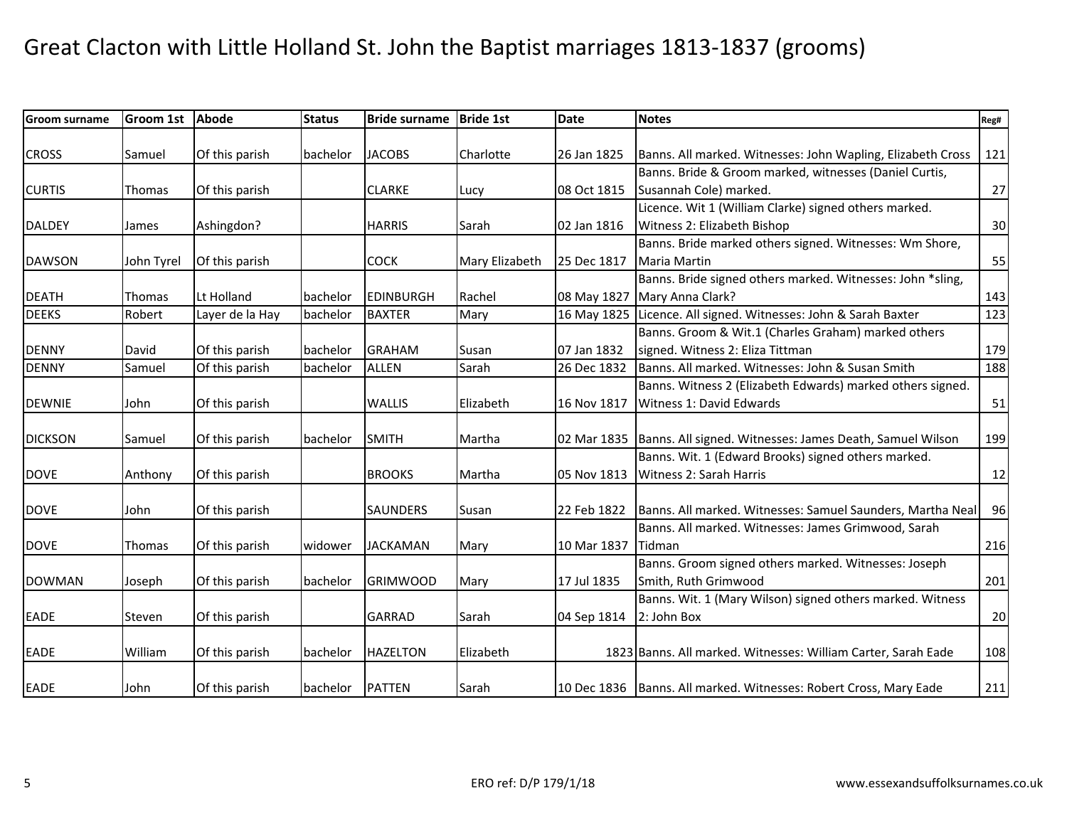# Great Clacton with Little Holland St. John the Baptist marriages 1813-1837 (grooms)

| Groom surname | Groom 1st | Abode | Status | Bride surname | Bride 1st | Date | Notes | Reg# |
|---|---|---|---|---|---|---|---|---|
| CROSS | Samuel | Of this parish | bachelor | JACOBS | Charlotte | 26 Jan 1825 | Banns. All marked. Witnesses: John Wapling, Elizabeth Cross | 121 |
| CURTIS | Thomas | Of this parish | | CLARKE | Lucy | 08 Oct 1815 | Banns. Bride & Groom marked, witnesses (Daniel Curtis, Susannah Cole) marked. | 27 |
| DALDEY | James | Ashingdon? | | HARRIS | Sarah | 02 Jan 1816 | Licence. Wit 1 (William Clarke) signed others marked. Witness 2: Elizabeth Bishop | 30 |
| DAWSON | John Tyrel | Of this parish | | COCK | Mary Elizabeth | 25 Dec 1817 | Banns. Bride marked others signed. Witnesses: Wm Shore, Maria Martin | 55 |
| DEATH | Thomas | Lt Holland | bachelor | EDINBURGH | Rachel | 08 May 1827 | Banns. Bride signed others marked. Witnesses: John *sling, Mary Anna Clark? | 143 |
| DEEKS | Robert | Layer de la Hay | bachelor | BAXTER | Mary | 16 May 1825 | Licence. All signed. Witnesses: John & Sarah Baxter | 123 |
| DENNY | David | Of this parish | bachelor | GRAHAM | Susan | 07 Jan 1832 | Banns. Groom & Wit.1 (Charles Graham) marked others signed. Witness 2: Eliza Tittman | 179 |
| DENNY | Samuel | Of this parish | bachelor | ALLEN | Sarah | 26 Dec 1832 | Banns. All marked. Witnesses: John & Susan Smith | 188 |
| DEWNIE | John | Of this parish | | WALLIS | Elizabeth | 16 Nov 1817 | Banns. Witness 2 (Elizabeth Edwards) marked others signed. Witness 1: David Edwards | 51 |
| DICKSON | Samuel | Of this parish | bachelor | SMITH | Martha | 02 Mar 1835 | Banns. All signed. Witnesses: James Death, Samuel Wilson | 199 |
| DOVE | Anthony | Of this parish | | BROOKS | Martha | 05 Nov 1813 | Banns. Wit. 1 (Edward Brooks) signed others marked. Witness 2: Sarah Harris | 12 |
| DOVE | John | Of this parish | | SAUNDERS | Susan | 22 Feb 1822 | Banns. All marked. Witnesses: Samuel Saunders, Martha Neal | 96 |
| DOVE | Thomas | Of this parish | widower | JACKAMAN | Mary | 10 Mar 1837 | Banns. All marked. Witnesses: James Grimwood, Sarah Tidman | 216 |
| DOWMAN | Joseph | Of this parish | bachelor | GRIMWOOD | Mary | 17 Jul 1835 | Banns. Groom signed others marked. Witnesses: Joseph Smith, Ruth Grimwood | 201 |
| EADE | Steven | Of this parish | | GARRAD | Sarah | 04 Sep 1814 | Banns. Wit. 1 (Mary Wilson) signed others marked. Witness 2: John Box | 20 |
| EADE | William | Of this parish | bachelor | HAZELTON | Elizabeth | 1823 | Banns. All marked. Witnesses: William Carter, Sarah Eade | 108 |
| EADE | John | Of this parish | bachelor | PATTEN | Sarah | 10 Dec 1836 | Banns. All marked. Witnesses: Robert Cross, Mary Eade | 211 |

ERO ref: D/P 179/1/18

www.essexandsuffolksurnames.co.uk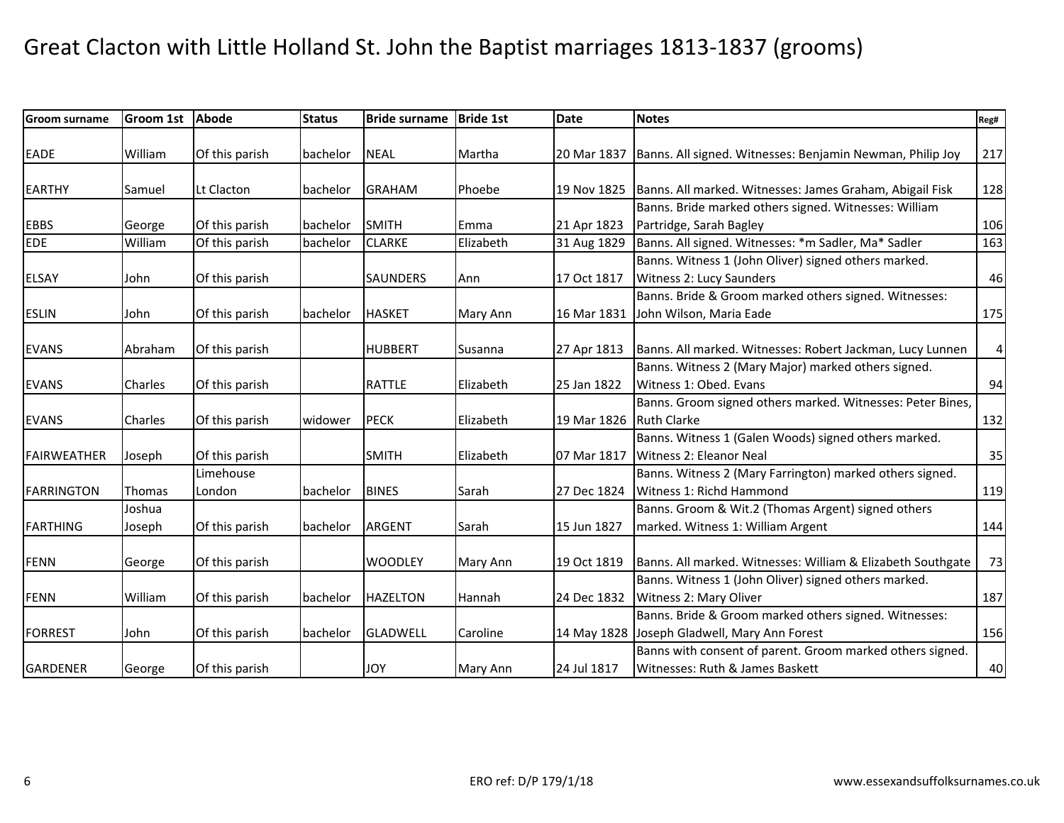# Great Clacton with Little Holland St. John the Baptist marriages 1813-1837 (grooms)

| Groom surname | Groom 1st | Abode | Status | Bride surname | Bride 1st | Date | Notes | Reg# |
|---|---|---|---|---|---|---|---|---|
| EADE | William | Of this parish | bachelor | NEAL | Martha | 20 Mar 1837 | Banns. All signed. Witnesses: Benjamin Newman, Philip Joy | 217 |
| EARTHY | Samuel | Lt Clacton | bachelor | GRAHAM | Phoebe | 19 Nov 1825 | Banns. All marked. Witnesses: James Graham, Abigail Fisk | 128 |
| EBBS | George | Of this parish | bachelor | SMITH | Emma | 21 Apr 1823 | Banns. Bride marked others signed. Witnesses: William Partridge, Sarah Bagley | 106 |
| EDE | William | Of this parish | bachelor | CLARKE | Elizabeth | 31 Aug 1829 | Banns. All signed. Witnesses: *m Sadler, Ma* Sadler | 163 |
| ELSAY | John | Of this parish | | SAUNDERS | Ann | 17 Oct 1817 | Banns. Witness 1 (John Oliver) signed others marked. Witness 2: Lucy Saunders | 46 |
| ESLIN | John | Of this parish | bachelor | HASKET | Mary Ann | 16 Mar 1831 | Banns. Bride & Groom marked others signed. Witnesses: John Wilson, Maria Eade | 175 |
| EVANS | Abraham | Of this parish | | HUBBERT | Susanna | 27 Apr 1813 | Banns. All marked. Witnesses: Robert Jackman, Lucy Lunnen | 4 |
| EVANS | Charles | Of this parish | | RATTLE | Elizabeth | 25 Jan 1822 | Banns. Witness 2 (Mary Major) marked others signed. Witness 1: Obed. Evans | 94 |
| EVANS | Charles | Of this parish | widower | PECK | Elizabeth | 19 Mar 1826 | Banns. Groom signed others marked. Witnesses: Peter Bines, Ruth Clarke | 132 |
| FAIRWEATHER | Joseph | Of this parish | | SMITH | Elizabeth | 07 Mar 1817 | Banns. Witness 1 (Galen Woods) signed others marked. Witness 2: Eleanor Neal | 35 |
| FARRINGTON | Thomas | Limehouse London | bachelor | BINES | Sarah | 27 Dec 1824 | Banns. Witness 2 (Mary Farrington) marked others signed. Witness 1: Richd Hammond | 119 |
| FARTHING | Joshua Joseph | Of this parish | bachelor | ARGENT | Sarah | 15 Jun 1827 | Banns. Groom & Wit.2 (Thomas Argent) signed others marked. Witness 1: William Argent | 144 |
| FENN | George | Of this parish | | WOODLEY | Mary Ann | 19 Oct 1819 | Banns. All marked. Witnesses: William & Elizabeth Southgate | 73 |
| FENN | William | Of this parish | bachelor | HAZELTON | Hannah | 24 Dec 1832 | Banns. Witness 1 (John Oliver) signed others marked. Witness 2: Mary Oliver | 187 |
| FORREST | John | Of this parish | bachelor | GLADWELL | Caroline | 14 May 1828 | Banns. Bride & Groom marked others signed. Witnesses: Joseph Gladwell, Mary Ann Forest | 156 |
| GARDENER | George | Of this parish | | JOY | Mary Ann | 24 Jul 1817 | Banns with consent of parent. Groom marked others signed. Witnesses: Ruth & James Baskett | 40 |

ERO ref: D/P 179/1/18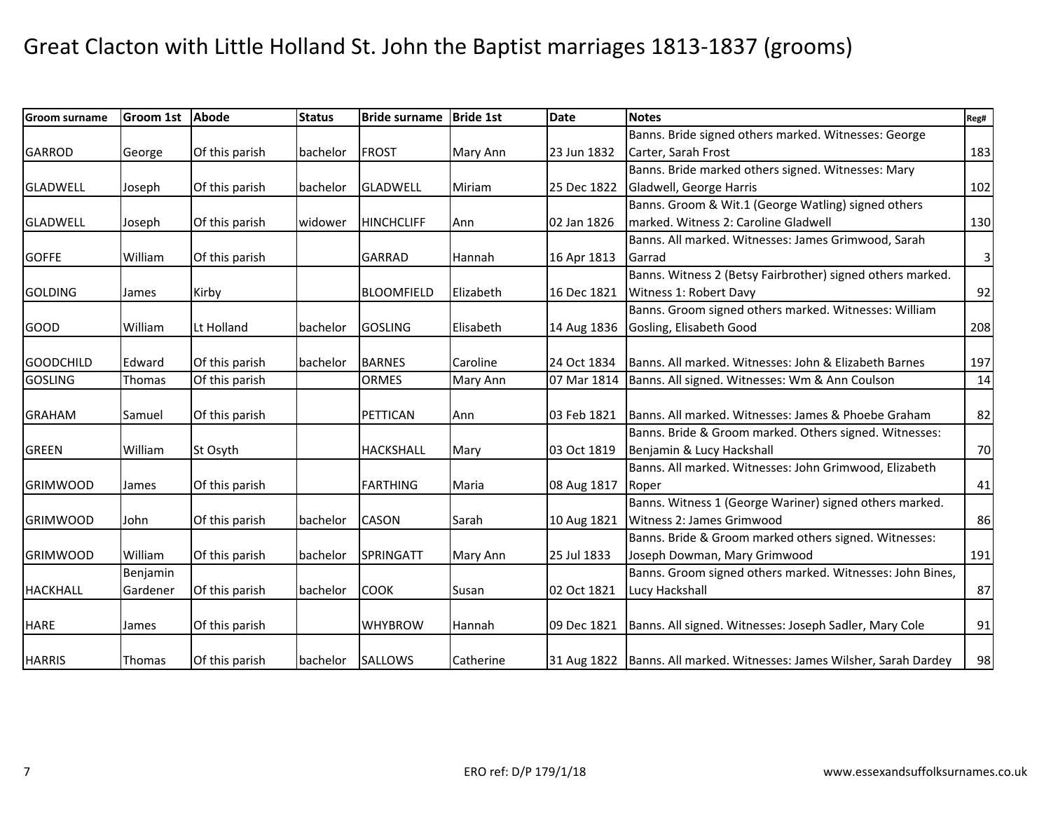# Great Clacton with Little Holland St. John the Baptist marriages 1813-1837 (grooms)

| Groom surname | Groom 1st | Abode | Status | Bride surname | Bride 1st | Date | Notes | Reg# |
|---|---|---|---|---|---|---|---|---|
| GARROD | George | Of this parish | bachelor | FROST | Mary Ann | 23 Jun 1832 | Banns. Bride signed others marked. Witnesses: George Carter, Sarah Frost | 183 |
| GLADWELL | Joseph | Of this parish | bachelor | GLADWELL | Miriam | 25 Dec 1822 | Banns. Bride marked others signed. Witnesses: Mary Gladwell, George Harris | 102 |
| GLADWELL | Joseph | Of this parish | widower | HINCHCLIFF | Ann | 02 Jan 1826 | Banns. Groom & Wit.1 (George Watling) signed others marked. Witness 2: Caroline Gladwell | 130 |
| GOFFE | William | Of this parish | | GARRAD | Hannah | 16 Apr 1813 | Banns. All marked. Witnesses: James Grimwood, Sarah Garrad | 3 |
| GOLDING | James | Kirby | | BLOOMFIELD | Elizabeth | 16 Dec 1821 | Banns. Witness 2 (Betsy Fairbrother) signed others marked. Witness 1: Robert Davy | 92 |
| GOOD | William | Lt Holland | bachelor | GOSLING | Elisabeth | 14 Aug 1836 | Banns. Groom signed others marked. Witnesses: William Gosling, Elisabeth Good | 208 |
| GOODCHILD | Edward | Of this parish | bachelor | BARNES | Caroline | 24 Oct 1834 | Banns. All marked. Witnesses: John & Elizabeth Barnes | 197 |
| GOSLING | Thomas | Of this parish | | ORMES | Mary Ann | 07 Mar 1814 | Banns. All signed. Witnesses: Wm & Ann Coulson | 14 |
| GRAHAM | Samuel | Of this parish | | PETTICAN | Ann | 03 Feb 1821 | Banns. All marked. Witnesses: James & Phoebe Graham | 82 |
| GREEN | William | St Osyth | | HACKSHALL | Mary | 03 Oct 1819 | Banns. Bride & Groom marked. Others signed. Witnesses: Benjamin & Lucy Hackshall | 70 |
| GRIMWOOD | James | Of this parish | | FARTHING | Maria | 08 Aug 1817 | Banns. All marked. Witnesses: John Grimwood, Elizabeth Roper | 41 |
| GRIMWOOD | John | Of this parish | bachelor | CASON | Sarah | 10 Aug 1821 | Banns. Witness 1 (George Wariner) signed others marked. Witness 2: James Grimwood | 86 |
| GRIMWOOD | William | Of this parish | bachelor | SPRINGATT | Mary Ann | 25 Jul 1833 | Banns. Bride & Groom marked others signed. Witnesses: Joseph Dowman, Mary Grimwood | 191 |
| HACKHALL | Benjamin Gardener | Of this parish | bachelor | COOK | Susan | 02 Oct 1821 | Banns. Groom signed others marked. Witnesses: John Bines, Lucy Hackshall | 87 |
| HARE | James | Of this parish | | WHYBROW | Hannah | 09 Dec 1821 | Banns. All signed. Witnesses: Joseph Sadler, Mary Cole | 91 |
| HARRIS | Thomas | Of this parish | bachelor | SALLOWS | Catherine | 31 Aug 1822 | Banns. All marked. Witnesses: James Wilsher, Sarah Dardey | 98 |

ERO ref: D/P 179/1/18

www.essexandsuffolksurnames.co.uk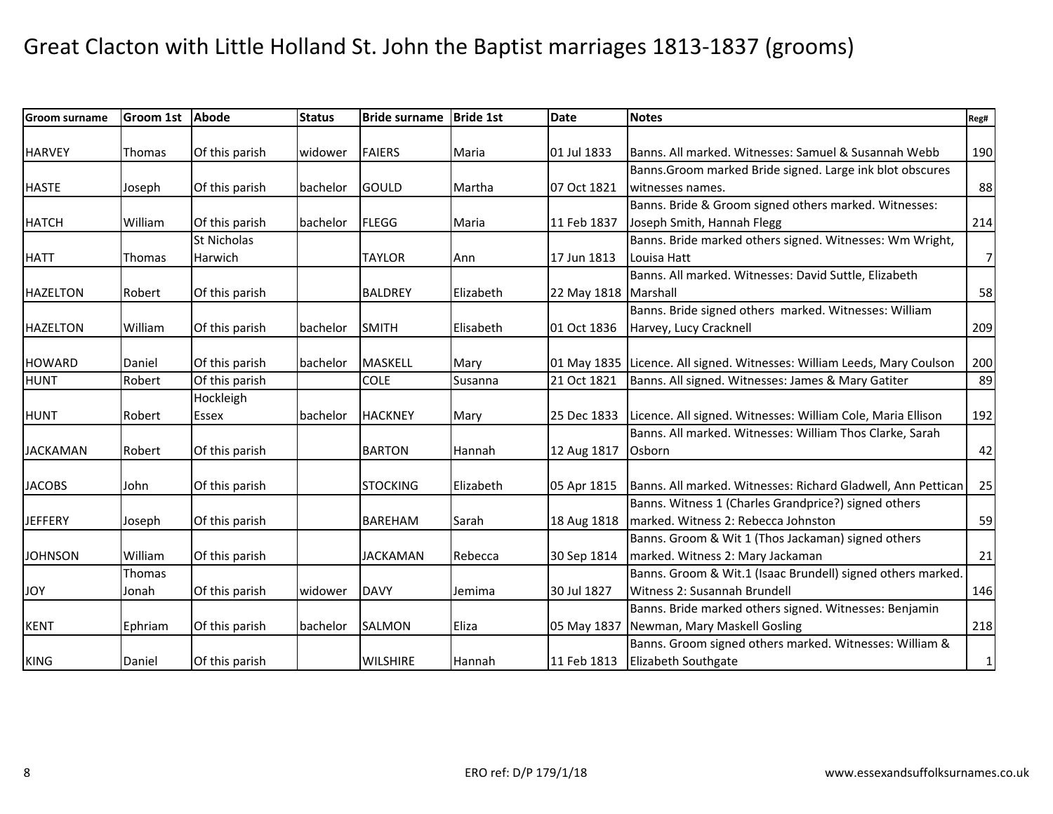# Great Clacton with Little Holland St. John the Baptist marriages 1813-1837 (grooms)

| Groom surname | Groom 1st | Abode | Status | Bride surname | Bride 1st | Date | Notes | Reg# |
|---|---|---|---|---|---|---|---|---|
| HARVEY | Thomas | Of this parish | widower | FAIERS | Maria | 01 Jul 1833 | Banns. All marked. Witnesses: Samuel & Susannah Webb | 190 |
| HASTE | Joseph | Of this parish | bachelor | GOULD | Martha | 07 Oct 1821 | Banns.Groom marked Bride signed. Large ink blot obscures witnesses names. | 88 |
| HATCH | William | Of this parish | bachelor | FLEGG | Maria | 11 Feb 1837 | Banns. Bride & Groom signed others marked. Witnesses: Joseph Smith, Hannah Flegg | 214 |
| HATT | Thomas | St Nicholas Harwich | | TAYLOR | Ann | 17 Jun 1813 | Banns. Bride marked others signed. Witnesses: Wm Wright, Louisa Hatt | 7 |
| HAZELTON | Robert | Of this parish | | BALDREY | Elizabeth | 22 May 1818 | Banns. All marked. Witnesses: David Suttle, Elizabeth Marshall | 58 |
| HAZELTON | William | Of this parish | bachelor | SMITH | Elisabeth | 01 Oct 1836 | Banns. Bride signed others marked. Witnesses: William Harvey, Lucy Cracknell | 209 |
| HOWARD | Daniel | Of this parish | bachelor | MASKELL | Mary | 01 May 1835 | Licence. All signed. Witnesses: William Leeds, Mary Coulson | 200 |
| HUNT | Robert | Of this parish | | COLE | Susanna | 21 Oct 1821 | Banns. All signed. Witnesses: James & Mary Gatiter | 89 |
| HUNT | Robert | Hockleigh Essex | bachelor | HACKNEY | Mary | 25 Dec 1833 | Licence. All signed. Witnesses: William Cole, Maria Ellison | 192 |
| JACKAMAN | Robert | Of this parish | | BARTON | Hannah | 12 Aug 1817 | Banns. All marked. Witnesses: William Thos Clarke, Sarah Osborn | 42 |
| JACOBS | John | Of this parish | | STOCKING | Elizabeth | 05 Apr 1815 | Banns. All marked. Witnesses: Richard Gladwell, Ann Pettican | 25 |
| JEFFERY | Joseph | Of this parish | | BAREHAM | Sarah | 18 Aug 1818 | Banns. Witness 1 (Charles Grandprice?) signed others marked. Witness 2: Rebecca Johnston | 59 |
| JOHNSON | William | Of this parish | | JACKAMAN | Rebecca | 30 Sep 1814 | Banns. Groom & Wit 1 (Thos Jackaman) signed others marked. Witness 2: Mary Jackaman | 21 |
| JOY | Thomas Jonah | Of this parish | widower | DAVY | Jemima | 30 Jul 1827 | Banns. Groom & Wit.1 (Isaac Brundell) signed others marked. Witness 2: Susannah Brundell | 146 |
| KENT | Ephriam | Of this parish | bachelor | SALMON | Eliza | 05 May 1837 | Banns. Bride marked others signed. Witnesses: Benjamin Newman, Mary Maskell Gosling | 218 |
| KING | Daniel | Of this parish | | WILSHIRE | Hannah | 11 Feb 1813 | Banns. Groom signed others marked. Witnesses: William & Elizabeth Southgate | 1 |

ERO ref: D/P 179/1/18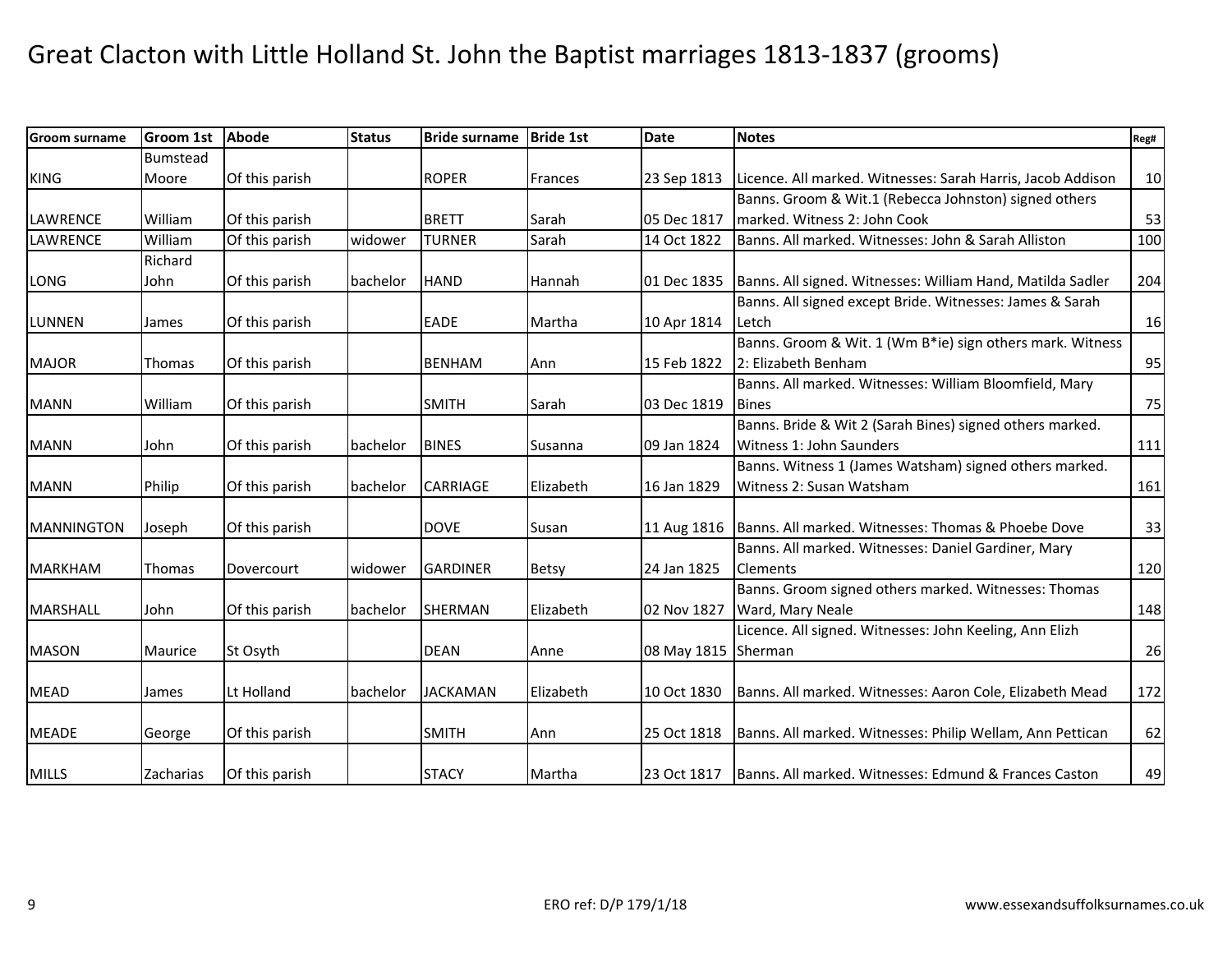# Great Clacton with Little Holland St. John the Baptist marriages 1813-1837 (grooms)

| Groom surname | Groom 1st | Abode | Status | Bride surname | Bride 1st | Date | Notes | Reg# |
|---|---|---|---|---|---|---|---|---|
| KING | Bumstead Moore | Of this parish | | ROPER | Frances | 23 Sep 1813 | Licence. All marked. Witnesses: Sarah Harris, Jacob Addison | 10 |
| LAWRENCE | William | Of this parish | | BRETT | Sarah | 05 Dec 1817 | Banns. Groom & Wit.1 (Rebecca Johnston) signed others marked. Witness 2: John Cook | 53 |
| LAWRENCE | William | Of this parish | widower | TURNER | Sarah | 14 Oct 1822 | Banns. All marked. Witnesses: John & Sarah Alliston | 100 |
| LONG | Richard John | Of this parish | bachelor | HAND | Hannah | 01 Dec 1835 | Banns. All signed. Witnesses: William Hand, Matilda Sadler | 204 |
| LUNNEN | James | Of this parish | | EADE | Martha | 10 Apr 1814 | Banns. All signed except Bride. Witnesses: James & Sarah Letch | 16 |
| MAJOR | Thomas | Of this parish | | BENHAM | Ann | 15 Feb 1822 | Banns. Groom & Wit. 1 (Wm B*ie) sign others mark. Witness 2: Elizabeth Benham | 95 |
| MANN | William | Of this parish | | SMITH | Sarah | 03 Dec 1819 | Banns. All marked. Witnesses: William Bloomfield, Mary Bines | 75 |
| MANN | John | Of this parish | bachelor | BINES | Susanna | 09 Jan 1824 | Banns. Bride & Wit 2 (Sarah Bines) signed others marked. Witness 1: John Saunders | 111 |
| MANN | Philip | Of this parish | bachelor | CARRIAGE | Elizabeth | 16 Jan 1829 | Banns. Witness 1 (James Watsham) signed others marked. Witness 2: Susan Watsham | 161 |
| MANNINGTON | Joseph | Of this parish | | DOVE | Susan | 11 Aug 1816 | Banns. All marked. Witnesses: Thomas & Phoebe Dove | 33 |
| MARKHAM | Thomas | Dovercourt | widower | GARDINER | Betsy | 24 Jan 1825 | Banns. All marked. Witnesses: Daniel Gardiner, Mary Clements | 120 |
| MARSHALL | John | Of this parish | bachelor | SHERMAN | Elizabeth | 02 Nov 1827 | Banns. Groom signed others marked. Witnesses: Thomas Ward, Mary Neale | 148 |
| MASON | Maurice | St Osyth | | DEAN | Anne | 08 May 1815 | Licence. All signed. Witnesses: John Keeling, Ann Elizh Sherman | 26 |
| MEAD | James | Lt Holland | bachelor | JACKAMAN | Elizabeth | 10 Oct 1830 | Banns. All marked. Witnesses: Aaron Cole, Elizabeth Mead | 172 |
| MEADE | George | Of this parish | | SMITH | Ann | 25 Oct 1818 | Banns. All marked. Witnesses: Philip Wellam, Ann Pettican | 62 |
| MILLS | Zacharias | Of this parish | | STACY | Martha | 23 Oct 1817 | Banns. All marked. Witnesses: Edmund & Frances Caston | 49 |

ERO ref: D/P 179/1/18

www.essexandsuffolksurnames.co.uk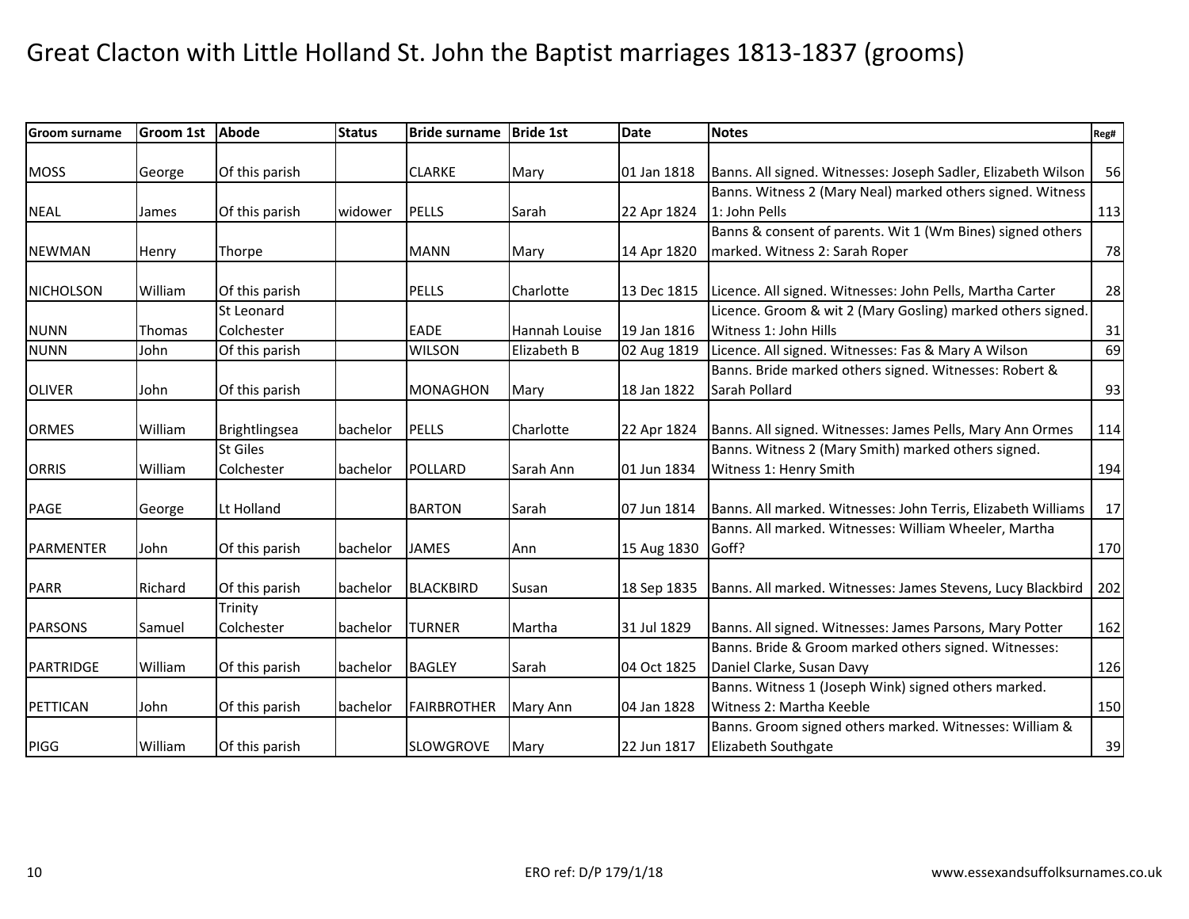# Great Clacton with Little Holland St. John the Baptist marriages 1813-1837 (grooms)

| Groom surname | Groom 1st | Abode | Status | Bride surname | Bride 1st | Date | Notes | Reg# |
|---|---|---|---|---|---|---|---|---|
| MOSS | George | Of this parish | | CLARKE | Mary | 01 Jan 1818 | Banns. All signed. Witnesses: Joseph Sadler, Elizabeth Wilson | 56 |
| NEAL | James | Of this parish | widower | PELLS | Sarah | 22 Apr 1824 | Banns. Witness 2 (Mary Neal) marked others signed. Witness 1: John Pells | 113 |
| NEWMAN | Henry | Thorpe | | MANN | Mary | 14 Apr 1820 | Banns & consent of parents. Wit 1 (Wm Bines) signed others marked. Witness 2: Sarah Roper | 78 |
| NICHOLSON | William | Of this parish | | PELLS | Charlotte | 13 Dec 1815 | Licence. All signed. Witnesses: John Pells, Martha Carter | 28 |
| NUNN | Thomas | St Leonard Colchester | | EADE | Hannah Louise | 19 Jan 1816 | Licence. Groom & wit 2 (Mary Gosling) marked others signed. Witness 1: John Hills | 31 |
| NUNN | John | Of this parish | | WILSON | Elizabeth B | 02 Aug 1819 | Licence. All signed. Witnesses: Fas & Mary A Wilson | 69 |
| OLIVER | John | Of this parish | | MONAGHON | Mary | 18 Jan 1822 | Banns. Bride marked others signed. Witnesses: Robert & Sarah Pollard | 93 |
| ORMES | William | Brightlingsea | bachelor | PELLS | Charlotte | 22 Apr 1824 | Banns. All signed. Witnesses: James Pells, Mary Ann Ormes | 114 |
| ORRIS | William | St Giles Colchester | bachelor | POLLARD | Sarah Ann | 01 Jun 1834 | Banns. Witness 2 (Mary Smith) marked others signed. Witness 1: Henry Smith | 194 |
| PAGE | George | Lt Holland | | BARTON | Sarah | 07 Jun 1814 | Banns. All marked. Witnesses: John Terris, Elizabeth Williams | 17 |
| PARMENTER | John | Of this parish | bachelor | JAMES | Ann | 15 Aug 1830 | Banns. All marked. Witnesses: William Wheeler, Martha Goff? | 170 |
| PARR | Richard | Of this parish | bachelor | BLACKBIRD | Susan | 18 Sep 1835 | Banns. All marked. Witnesses: James Stevens, Lucy Blackbird | 202 |
| PARSONS | Samuel | Trinity Colchester | bachelor | TURNER | Martha | 31 Jul 1829 | Banns. All signed. Witnesses: James Parsons, Mary Potter | 162 |
| PARTRIDGE | William | Of this parish | bachelor | BAGLEY | Sarah | 04 Oct 1825 | Banns. Bride & Groom marked others signed. Witnesses: Daniel Clarke, Susan Davy | 126 |
| PETTICAN | John | Of this parish | bachelor | FAIRBROTHER | Mary Ann | 04 Jan 1828 | Banns. Witness 1 (Joseph Wink) signed others marked. Witness 2: Martha Keeble | 150 |
| PIGG | William | Of this parish | | SLOWGROVE | Mary | 22 Jun 1817 | Banns. Groom signed others marked. Witnesses: William & Elizabeth Southgate | 39 |

ERO ref: D/P 179/1/18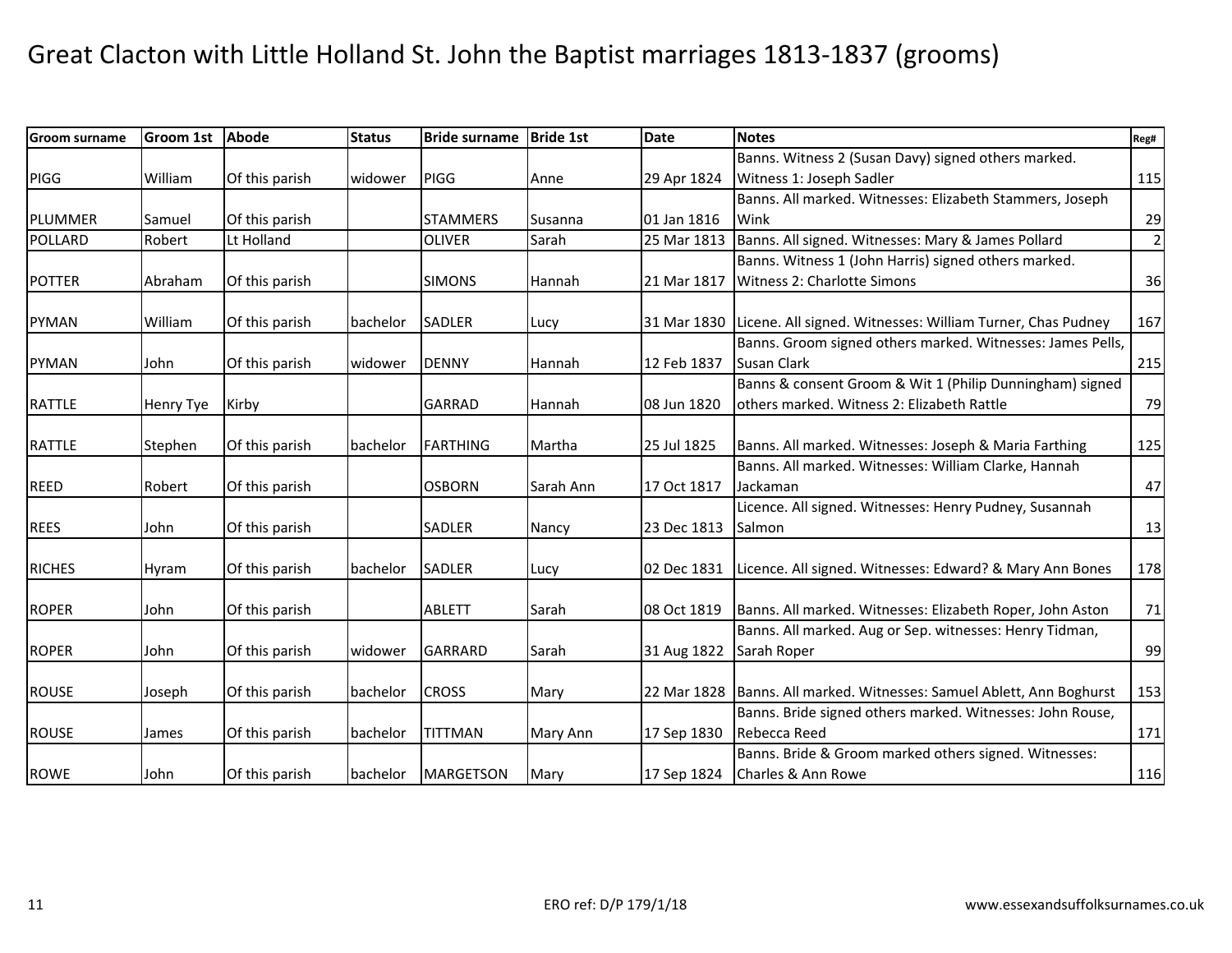# Great Clacton with Little Holland St. John the Baptist marriages 1813-1837 (grooms)

| Groom surname | Groom 1st | Abode | Status | Bride surname | Bride 1st | Date | Notes | Reg# |
|---|---|---|---|---|---|---|---|---|
| PIGG | William | Of this parish | widower | PIGG | Anne | 29 Apr 1824 | Banns. Witness 2 (Susan Davy) signed others marked. Witness 1: Joseph Sadler | 115 |
| PLUMMER | Samuel | Of this parish | | STAMMERS | Susanna | 01 Jan 1816 | Banns. All marked. Witnesses: Elizabeth Stammers, Joseph Wink | 29 |
| POLLARD | Robert | Lt Holland | | OLIVER | Sarah | 25 Mar 1813 | Banns. All signed. Witnesses: Mary & James Pollard | 2 |
| POTTER | Abraham | Of this parish | | SIMONS | Hannah | 21 Mar 1817 | Banns. Witness 1 (John Harris) signed others marked. Witness 2: Charlotte Simons | 36 |
| PYMAN | William | Of this parish | bachelor | SADLER | Lucy | 31 Mar 1830 | Licene. All signed. Witnesses: William Turner, Chas Pudney | 167 |
| PYMAN | John | Of this parish | widower | DENNY | Hannah | 12 Feb 1837 | Banns. Groom signed others marked. Witnesses: James Pells, Susan Clark | 215 |
| RATTLE | Henry Tye | Kirby | | GARRAD | Hannah | 08 Jun 1820 | Banns & consent Groom & Wit 1 (Philip Dunningham) signed others marked. Witness 2: Elizabeth Rattle | 79 |
| RATTLE | Stephen | Of this parish | bachelor | FARTHING | Martha | 25 Jul 1825 | Banns. All marked. Witnesses: Joseph & Maria Farthing | 125 |
| REED | Robert | Of this parish | | OSBORN | Sarah Ann | 17 Oct 1817 | Banns. All marked. Witnesses: William Clarke, Hannah Jackaman | 47 |
| REES | John | Of this parish | | SADLER | Nancy | 23 Dec 1813 | Licence. All signed. Witnesses: Henry Pudney, Susannah Salmon | 13 |
| RICHES | Hyram | Of this parish | bachelor | SADLER | Lucy | 02 Dec 1831 | Licence. All signed. Witnesses: Edward? & Mary Ann Bones | 178 |
| ROPER | John | Of this parish | | ABLETT | Sarah | 08 Oct 1819 | Banns. All marked. Witnesses: Elizabeth Roper, John Aston | 71 |
| ROPER | John | Of this parish | widower | GARRARD | Sarah | 31 Aug 1822 | Banns. All marked. Aug or Sep. witnesses: Henry Tidman, Sarah Roper | 99 |
| ROUSE | Joseph | Of this parish | bachelor | CROSS | Mary | 22 Mar 1828 | Banns. All marked. Witnesses: Samuel Ablett, Ann Boghurst | 153 |
| ROUSE | James | Of this parish | bachelor | TITTMAN | Mary Ann | 17 Sep 1830 | Banns. Bride signed others marked. Witnesses: John Rouse, Rebecca Reed | 171 |
| ROWE | John | Of this parish | bachelor | MARGETSON | Mary | 17 Sep 1824 | Banns. Bride & Groom marked others signed. Witnesses: Charles & Ann Rowe | 116 |

ERO ref: D/P 179/1/18

www.essexandsuffolksurnames.co.uk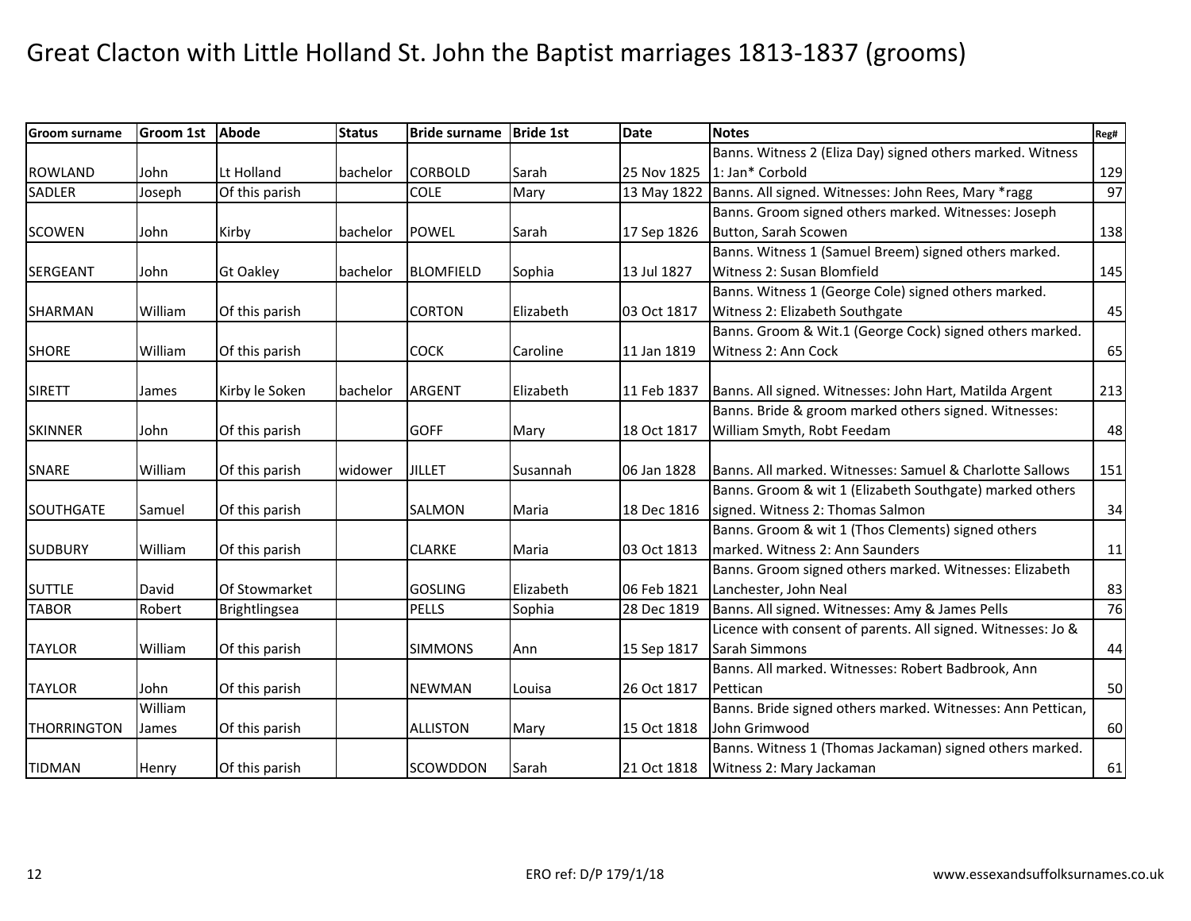# Great Clacton with Little Holland St. John the Baptist marriages 1813-1837 (grooms)

| Groom surname | Groom 1st | Abode | Status | Bride surname | Bride 1st | Date | Notes | Reg# |
|---|---|---|---|---|---|---|---|---|
| ROWLAND | John | Lt Holland | bachelor | CORBOLD | Sarah | 25 Nov 1825 | Banns. Witness 2 (Eliza Day) signed others marked. Witness 1: Jan* Corbold | 129 |
| SADLER | Joseph | Of this parish | | COLE | Mary | 13 May 1822 | Banns. All signed. Witnesses: John Rees, Mary *ragg | 97 |
| SCOWEN | John | Kirby | bachelor | POWEL | Sarah | 17 Sep 1826 | Banns. Groom signed others marked. Witnesses: Joseph Button, Sarah Scowen | 138 |
| SERGEANT | John | Gt Oakley | bachelor | BLOMFIELD | Sophia | 13 Jul 1827 | Banns. Witness 1 (Samuel Breem) signed others marked. Witness 2: Susan Blomfield | 145 |
| SHARMAN | William | Of this parish | | CORTON | Elizabeth | 03 Oct 1817 | Banns. Witness 1 (George Cole) signed others marked. Witness 2: Elizabeth Southgate | 45 |
| SHORE | William | Of this parish | | COCK | Caroline | 11 Jan 1819 | Banns. Groom & Wit.1 (George Cock) signed others marked. Witness 2: Ann Cock | 65 |
| SIRETT | James | Kirby le Soken | bachelor | ARGENT | Elizabeth | 11 Feb 1837 | Banns. All signed. Witnesses: John Hart, Matilda Argent | 213 |
| SKINNER | John | Of this parish | | GOFF | Mary | 18 Oct 1817 | Banns. Bride & groom marked others signed. Witnesses: William Smyth, Robt Feedam | 48 |
| SNARE | William | Of this parish | widower | JILLET | Susannah | 06 Jan 1828 | Banns. All marked. Witnesses: Samuel & Charlotte Sallows | 151 |
| SOUTHGATE | Samuel | Of this parish | | SALMON | Maria | 18 Dec 1816 | Banns. Groom & wit 1 (Elizabeth Southgate) marked others signed. Witness 2: Thomas Salmon | 34 |
| SUDBURY | William | Of this parish | | CLARKE | Maria | 03 Oct 1813 | Banns. Groom & wit 1 (Thos Clements) signed others marked. Witness 2: Ann Saunders | 11 |
| SUTTLE | David | Of Stowmarket | | GOSLING | Elizabeth | 06 Feb 1821 | Banns. Groom signed others marked. Witnesses: Elizabeth Lanchester, John Neal | 83 |
| TABOR | Robert | Brightlingsea | | PELLS | Sophia | 28 Dec 1819 | Banns. All signed. Witnesses: Amy & James Pells | 76 |
| TAYLOR | William | Of this parish | | SIMMONS | Ann | 15 Sep 1817 | Licence with consent of parents. All signed. Witnesses: Jo & Sarah Simmons | 44 |
| TAYLOR | John | Of this parish | | NEWMAN | Louisa | 26 Oct 1817 | Banns. All marked. Witnesses: Robert Badbrook, Ann Pettican | 50 |
| THORRINGTON | William James | Of this parish | | ALLISTON | Mary | 15 Oct 1818 | Banns. Bride signed others marked. Witnesses: Ann Pettican, John Grimwood | 60 |
| TIDMAN | Henry | Of this parish | | SCOWDDON | Sarah | 21 Oct 1818 | Banns. Witness 1 (Thomas Jackaman) signed others marked. Witness 2: Mary Jackaman | 61 |

ERO ref: D/P 179/1/18

www.essexandsuffolksurnames.co.uk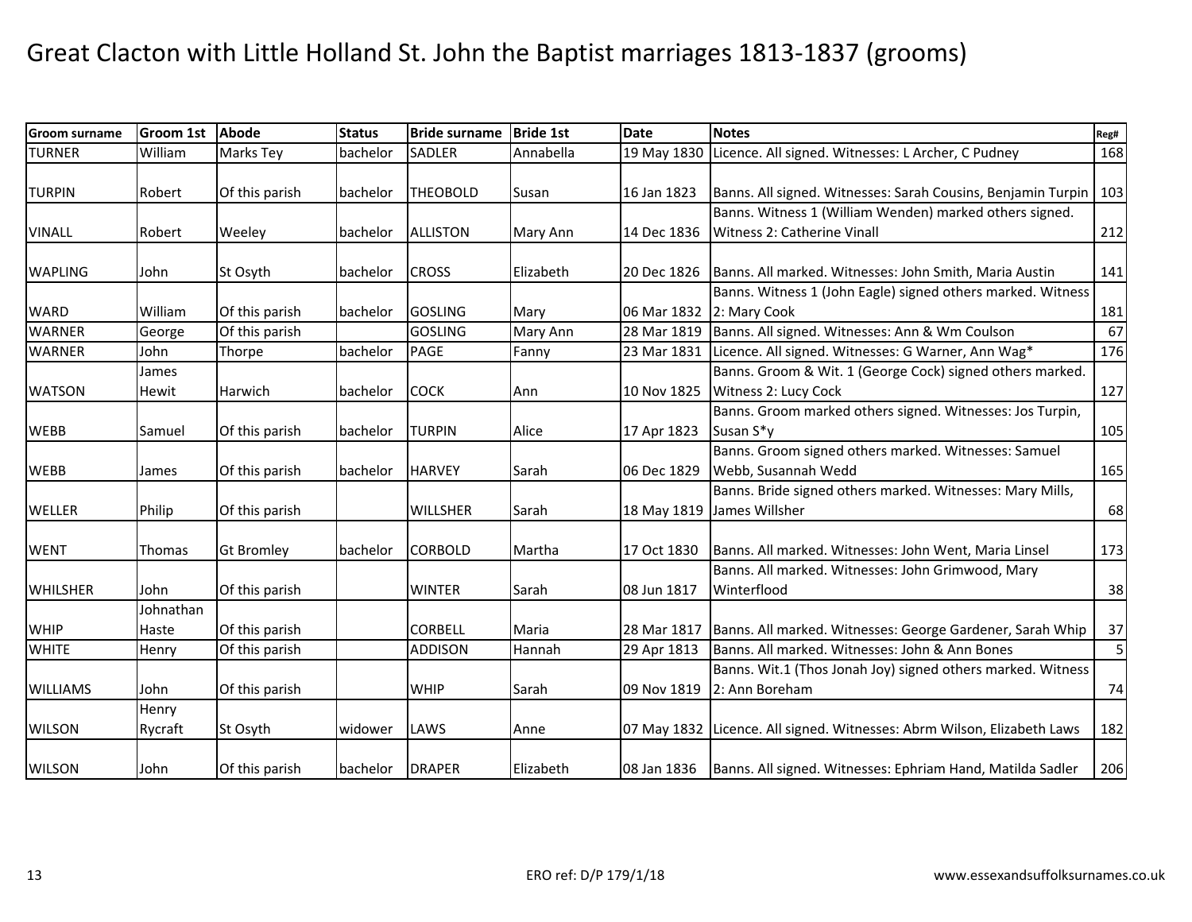# Great Clacton with Little Holland St. John the Baptist marriages 1813-1837 (grooms)

| Groom surname | Groom 1st | Abode | Status | Bride surname | Bride 1st | Date | Notes | Reg# |
|---|---|---|---|---|---|---|---|---|
| TURNER | William | Marks Tey | bachelor | SADLER | Annabella | 19 May 1830 | Licence. All signed. Witnesses: L Archer, C Pudney | 168 |
| TURPIN | Robert | Of this parish | bachelor | THEOBOLD | Susan | 16 Jan 1823 | Banns. All signed. Witnesses: Sarah Cousins, Benjamin Turpin | 103 |
| VINALL | Robert | Weeley | bachelor | ALLISTON | Mary Ann | 14 Dec 1836 | Banns. Witness 1 (William Wenden) marked others signed. Witness 2: Catherine Vinall | 212 |
| WAPLING | John | St Osyth | bachelor | CROSS | Elizabeth | 20 Dec 1826 | Banns. All marked. Witnesses: John Smith, Maria Austin | 141 |
| WARD | William | Of this parish | bachelor | GOSLING | Mary | 06 Mar 1832 | Banns. Witness 1 (John Eagle) signed others marked. Witness 2: Mary Cook | 181 |
| WARNER | George | Of this parish | | GOSLING | Mary Ann | 28 Mar 1819 | Banns. All signed. Witnesses: Ann & Wm Coulson | 67 |
| WARNER | John | Thorpe | bachelor | PAGE | Fanny | 23 Mar 1831 | Licence. All signed. Witnesses: G Warner, Ann Wag* | 176 |
| WATSON | James Hewit | Harwich | bachelor | COCK | Ann | 10 Nov 1825 | Banns. Groom & Wit. 1 (George Cock) signed others marked. Witness 2: Lucy Cock | 127 |
| WEBB | Samuel | Of this parish | bachelor | TURPIN | Alice | 17 Apr 1823 | Banns. Groom marked others signed. Witnesses: Jos Turpin, Susan S*y | 105 |
| WEBB | James | Of this parish | bachelor | HARVEY | Sarah | 06 Dec 1829 | Banns. Groom signed others marked. Witnesses: Samuel Webb, Susannah Wedd | 165 |
| WELLER | Philip | Of this parish | | WILLSHER | Sarah | 18 May 1819 | Banns. Bride signed others marked. Witnesses: Mary Mills, James Willsher | 68 |
| WENT | Thomas | Gt Bromley | bachelor | CORBOLD | Martha | 17 Oct 1830 | Banns. All marked. Witnesses: John Went, Maria Linsel | 173 |
| WHILSHER | John | Of this parish | | WINTER | Sarah | 08 Jun 1817 | Banns. All marked. Witnesses: John Grimwood, Mary Winterflood | 38 |
| WHIP | Johnathan Haste | Of this parish | | CORBELL | Maria | 28 Mar 1817 | Banns. All marked. Witnesses: George Gardener, Sarah Whip | 37 |
| WHITE | Henry | Of this parish | | ADDISON | Hannah | 29 Apr 1813 | Banns. All marked. Witnesses: John & Ann Bones | 5 |
| WILLIAMS | John | Of this parish | | WHIP | Sarah | 09 Nov 1819 | Banns. Wit.1 (Thos Jonah Joy) signed others marked. Witness 2: Ann Boreham | 74 |
| WILSON | Henry Rycraft | St Osyth | widower | LAWS | Anne | 07 May 1832 | Licence. All signed. Witnesses: Abrm Wilson, Elizabeth Laws | 182 |
| WILSON | John | Of this parish | bachelor | DRAPER | Elizabeth | 08 Jan 1836 | Banns. All signed. Witnesses: Ephriam Hand, Matilda Sadler | 206 |

ERO ref: D/P 179/1/18

www.essexandsuffolksurnames.co.uk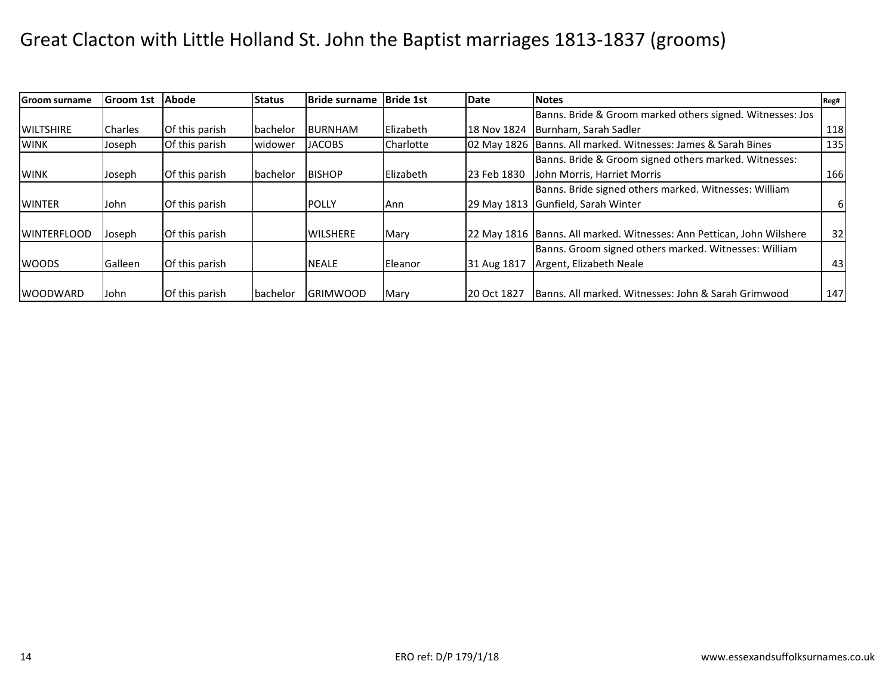# Great Clacton with Little Holland St. John the Baptist marriages 1813-1837 (grooms)

| Groom surname | Groom 1st | Abode | Status | Bride surname | Bride 1st | Date | Notes | Reg# |
|---|---|---|---|---|---|---|---|---|
| WILTSHIRE | Charles | Of this parish | bachelor | BURNHAM | Elizabeth | 18 Nov 1824 | Banns. Bride & Groom marked others signed. Witnesses: Jos Burnham, Sarah Sadler | 118 |
| WINK | Joseph | Of this parish | widower | JACOBS | Charlotte | 02 May 1826 | Banns. All marked. Witnesses: James & Sarah Bines | 135 |
| WINK | Joseph | Of this parish | bachelor | BISHOP | Elizabeth | 23 Feb 1830 | Banns. Bride & Groom signed others marked. Witnesses: John Morris, Harriet Morris | 166 |
| WINTER | John | Of this parish | | POLLY | Ann | 29 May 1813 | Banns. Bride signed others marked. Witnesses: William Gunfield, Sarah Winter | 6 |
| WINTERFLOOD | Joseph | Of this parish | | WILSHERE | Mary | 22 May 1816 | Banns. All marked. Witnesses: Ann Pettican, John Wilshere | 32 |
| WOODS | Galleen | Of this parish | | NEALE | Eleanor | 31 Aug 1817 | Banns. Groom signed others marked. Witnesses: William Argent, Elizabeth Neale | 43 |
| WOODWARD | John | Of this parish | bachelor | GRIMWOOD | Mary | 20 Oct 1827 | Banns. All marked. Witnesses: John & Sarah Grimwood | 147 |

ERO ref: D/P 179/1/18

www.essexandsuffolksurnames.co.uk